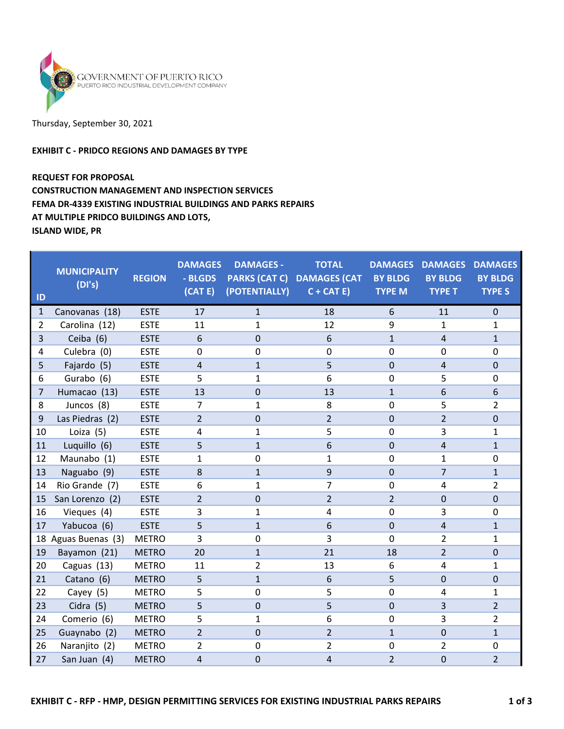GOVERNMENT OF PUERTO RICO
PUERTO RICO INDUSTRIAL DEVELOPMENT COMPANY

Thursday, September 30, 2021

**EXHIBIT C - PRIDCO REGIONS AND DAMAGES BY TYPE**

**REQUEST FOR PROPOSAL**
**CONSTRUCTION MANAGEMENT AND INSPECTION SERVICES**
**FEMA DR-4339 EXISTING INDUSTRIAL BUILDINGS AND PARKS REPAIRS**
**AT MULTIPLE PRIDCO BUILDINGS AND LOTS,**
**ISLAND WIDE, PR**

| ID | MUNICIPALITY (DI's) | REGION | DAMAGES - BLGDS (CAT E) | DAMAGES - PARKS (CAT C) (POTENTIALLY) | TOTAL DAMAGES (CAT C + CAT E) | DAMAGES BY BLDG TYPE M | DAMAGES BY BLDG TYPE T | DAMAGES BY BLDG TYPE S |
|---|---|---|---|---|---|---|---|---|
| 1 | Canovanas (18) | ESTE | 17 | 1 | 18 | 6 | 11 | 0 |
| 2 | Carolina (12) | ESTE | 11 | 1 | 12 | 9 | 1 | 1 |
| 3 | Ceiba (6) | ESTE | 6 | 0 | 6 | 1 | 4 | 1 |
| 4 | Culebra (0) | ESTE | 0 | 0 | 0 | 0 | 0 | 0 |
| 5 | Fajardo (5) | ESTE | 4 | 1 | 5 | 0 | 4 | 0 |
| 6 | Gurabo (6) | ESTE | 5 | 1 | 6 | 0 | 5 | 0 |
| 7 | Humacao (13) | ESTE | 13 | 0 | 13 | 1 | 6 | 6 |
| 8 | Juncos (8) | ESTE | 7 | 1 | 8 | 0 | 5 | 2 |
| 9 | Las Piedras (2) | ESTE | 2 | 0 | 2 | 0 | 2 | 0 |
| 10 | Loiza (5) | ESTE | 4 | 1 | 5 | 0 | 3 | 1 |
| 11 | Luquillo (6) | ESTE | 5 | 1 | 6 | 0 | 4 | 1 |
| 12 | Maunabo (1) | ESTE | 1 | 0 | 1 | 0 | 1 | 0 |
| 13 | Naguabo (9) | ESTE | 8 | 1 | 9 | 0 | 7 | 1 |
| 14 | Rio Grande (7) | ESTE | 6 | 1 | 7 | 0 | 4 | 2 |
| 15 | San Lorenzo (2) | ESTE | 2 | 0 | 2 | 2 | 0 | 0 |
| 16 | Vieques (4) | ESTE | 3 | 1 | 4 | 0 | 3 | 0 |
| 17 | Yabucoa (6) | ESTE | 5 | 1 | 6 | 0 | 4 | 1 |
| 18 | Aguas Buenas (3) | METRO | 3 | 0 | 3 | 0 | 2 | 1 |
| 19 | Bayamon (21) | METRO | 20 | 1 | 21 | 18 | 2 | 0 |
| 20 | Caguas (13) | METRO | 11 | 2 | 13 | 6 | 4 | 1 |
| 21 | Catano (6) | METRO | 5 | 1 | 6 | 5 | 0 | 0 |
| 22 | Cayey (5) | METRO | 5 | 0 | 5 | 0 | 4 | 1 |
| 23 | Cidra (5) | METRO | 5 | 0 | 5 | 0 | 3 | 2 |
| 24 | Comerio (6) | METRO | 5 | 1 | 6 | 0 | 3 | 2 |
| 25 | Guaynabo (2) | METRO | 2 | 0 | 2 | 1 | 0 | 1 |
| 26 | Naranjito (2) | METRO | 2 | 0 | 2 | 0 | 2 | 0 |
| 27 | San Juan (4) | METRO | 4 | 0 | 4 | 2 | 0 | 2 |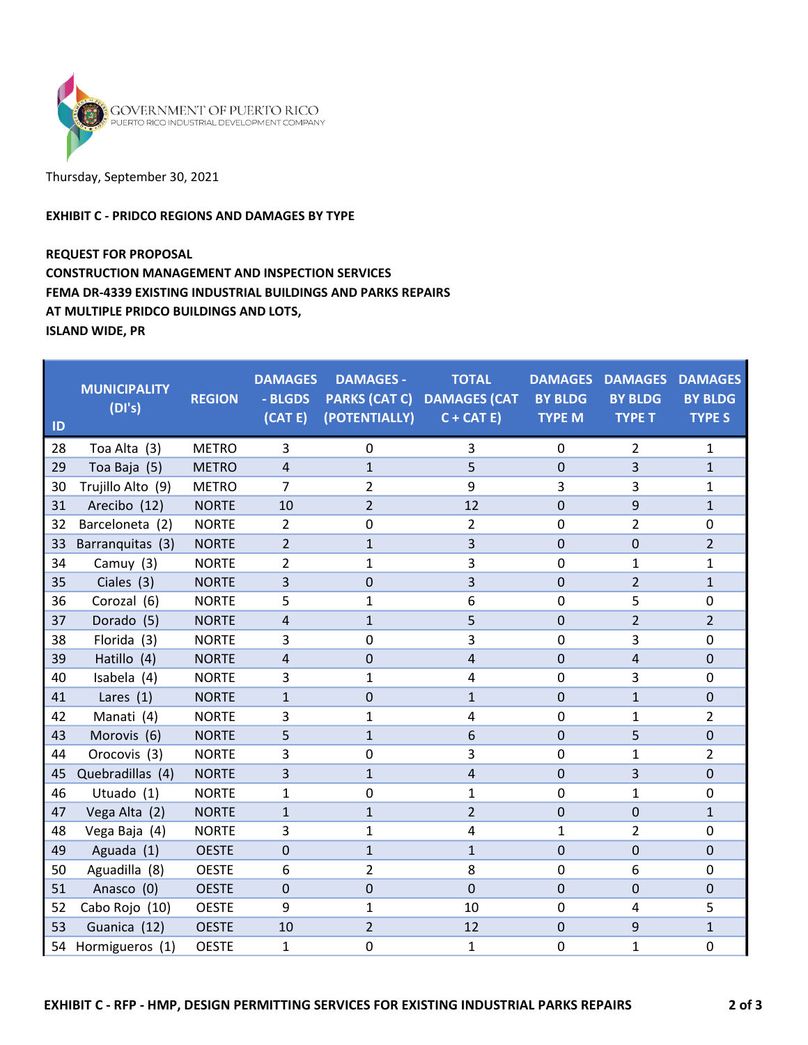GOVERNMENT OF PUERTO RICO
PUERTO RICO INDUSTRIAL DEVELOPMENT COMPANY

Thursday, September 30, 2021

**EXHIBIT C - PRIDCO REGIONS AND DAMAGES BY TYPE**

**REQUEST FOR PROPOSAL**
**CONSTRUCTION MANAGEMENT AND INSPECTION SERVICES**
**FEMA DR-4339 EXISTING INDUSTRIAL BUILDINGS AND PARKS REPAIRS**
**AT MULTIPLE PRIDCO BUILDINGS AND LOTS,**
**ISLAND WIDE, PR**

| ID | MUNICIPALITY (DI's) | REGION | DAMAGES - BLGDS (CAT E) | DAMAGES - PARKS (CAT C) (POTENTIALLY) | TOTAL DAMAGES (CAT C + CAT E) | DAMAGES BY BLDG TYPE M | DAMAGES BY BLDG TYPE T | DAMAGES BY BLDG TYPE S |
|---|---|---|---|---|---|---|---|---|
| 28 | Toa Alta (3) | METRO | 3 | 0 | 3 | 0 | 2 | 1 |
| 29 | Toa Baja (5) | METRO | 4 | 1 | 5 | 0 | 3 | 1 |
| 30 | Trujillo Alto (9) | METRO | 7 | 2 | 9 | 3 | 3 | 1 |
| 31 | Arecibo (12) | NORTE | 10 | 2 | 12 | 0 | 9 | 1 |
| 32 | Barceloneta (2) | NORTE | 2 | 0 | 2 | 0 | 2 | 0 |
| 33 | Barranquitas (3) | NORTE | 2 | 1 | 3 | 0 | 0 | 2 |
| 34 | Camuy (3) | NORTE | 2 | 1 | 3 | 0 | 1 | 1 |
| 35 | Ciales (3) | NORTE | 3 | 0 | 3 | 0 | 2 | 1 |
| 36 | Corozal (6) | NORTE | 5 | 1 | 6 | 0 | 5 | 0 |
| 37 | Dorado (5) | NORTE | 4 | 1 | 5 | 0 | 2 | 2 |
| 38 | Florida (3) | NORTE | 3 | 0 | 3 | 0 | 3 | 0 |
| 39 | Hatillo (4) | NORTE | 4 | 0 | 4 | 0 | 4 | 0 |
| 40 | Isabela (4) | NORTE | 3 | 1 | 4 | 0 | 3 | 0 |
| 41 | Lares (1) | NORTE | 1 | 0 | 1 | 0 | 1 | 0 |
| 42 | Manati (4) | NORTE | 3 | 1 | 4 | 0 | 1 | 2 |
| 43 | Morovis (6) | NORTE | 5 | 1 | 6 | 0 | 5 | 0 |
| 44 | Orocovis (3) | NORTE | 3 | 0 | 3 | 0 | 1 | 2 |
| 45 | Quebradillas (4) | NORTE | 3 | 1 | 4 | 0 | 3 | 0 |
| 46 | Utuado (1) | NORTE | 1 | 0 | 1 | 0 | 1 | 0 |
| 47 | Vega Alta (2) | NORTE | 1 | 1 | 2 | 0 | 0 | 1 |
| 48 | Vega Baja (4) | NORTE | 3 | 1 | 4 | 1 | 2 | 0 |
| 49 | Aguada (1) | OESTE | 0 | 1 | 1 | 0 | 0 | 0 |
| 50 | Aguadilla (8) | OESTE | 6 | 2 | 8 | 0 | 6 | 0 |
| 51 | Anasco (0) | OESTE | 0 | 0 | 0 | 0 | 0 | 0 |
| 52 | Cabo Rojo (10) | OESTE | 9 | 1 | 10 | 0 | 4 | 5 |
| 53 | Guanica (12) | OESTE | 10 | 2 | 12 | 0 | 9 | 1 |
| 54 | Hormigueros (1) | OESTE | 1 | 0 | 1 | 0 | 1 | 0 |

**EXHIBIT C - RFP - HMP, DESIGN PERMITTING SERVICES FOR EXISTING INDUSTRIAL PARKS REPAIRS**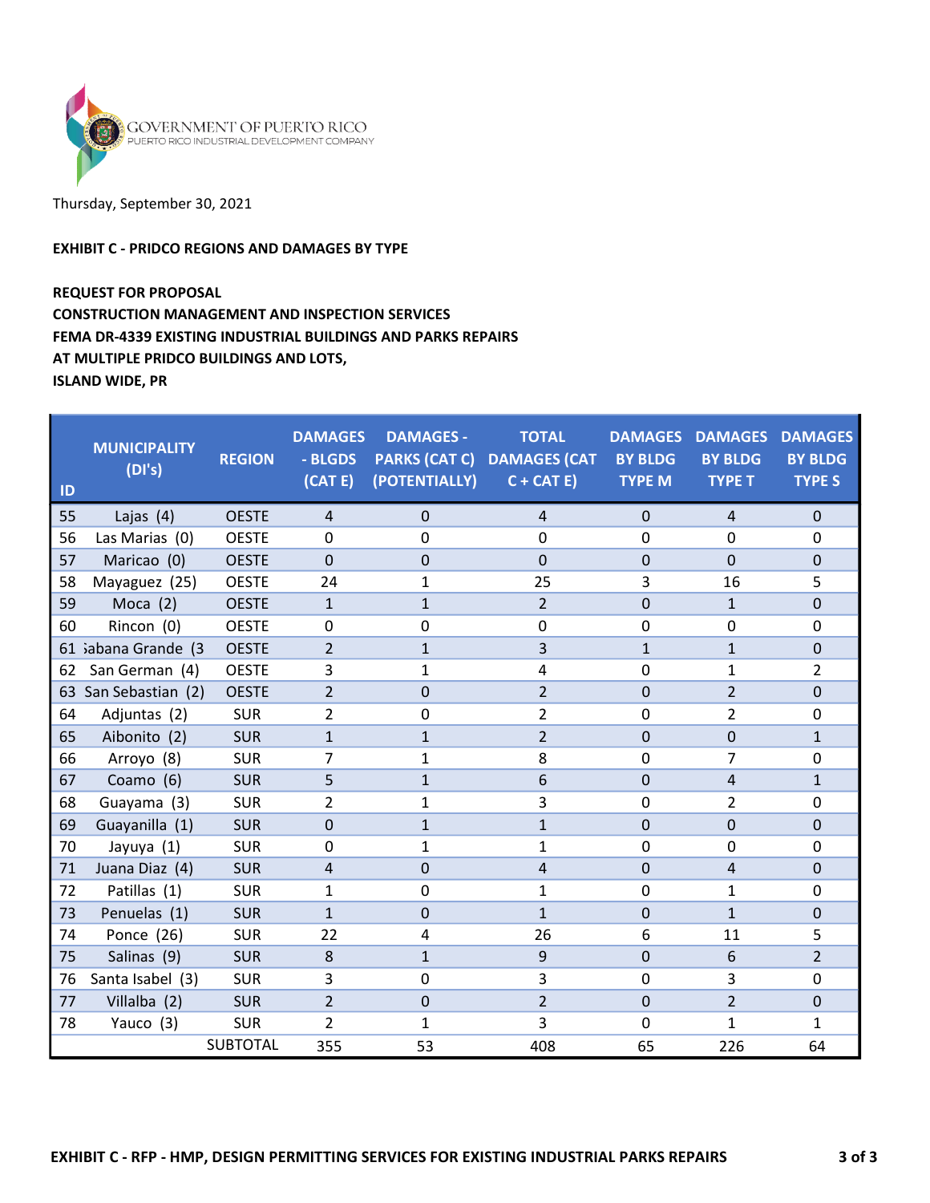GOVERNMENT OF PUERTO RICO
PUERTO RICO INDUSTRIAL DEVELOPMENT COMPANY

Thursday, September 30, 2021

**EXHIBIT C - PRIDCO REGIONS AND DAMAGES BY TYPE**

**REQUEST FOR PROPOSAL**
**CONSTRUCTION MANAGEMENT AND INSPECTION SERVICES**
**FEMA DR-4339 EXISTING INDUSTRIAL BUILDINGS AND PARKS REPAIRS**
**AT MULTIPLE PRIDCO BUILDINGS AND LOTS,**
**ISLAND WIDE, PR**

| ID | MUNICIPALITY (DI's) | REGION | DAMAGES - BLGDS (CAT E) | DAMAGES - PARKS (CAT C) (POTENTIALLY) | TOTAL DAMAGES (CAT C + CAT E) | DAMAGES BY BLDG TYPE M | DAMAGES BY BLDG TYPE T | DAMAGES BY BLDG TYPE S |
|---|---|---|---|---|---|---|---|---|
| 55 | Lajas (4) | OESTE | 4 | 0 | 4 | 0 | 4 | 0 |
| 56 | Las Marias (0) | OESTE | 0 | 0 | 0 | 0 | 0 | 0 |
| 57 | Maricao (0) | OESTE | 0 | 0 | 0 | 0 | 0 | 0 |
| 58 | Mayaguez (25) | OESTE | 24 | 1 | 25 | 3 | 16 | 5 |
| 59 | Moca (2) | OESTE | 1 | 1 | 2 | 0 | 1 | 0 |
| 60 | Rincon (0) | OESTE | 0 | 0 | 0 | 0 | 0 | 0 |
| 61 | ;abana Grande (3 | OESTE | 2 | 1 | 3 | 1 | 1 | 0 |
| 62 | San German (4) | OESTE | 3 | 1 | 4 | 0 | 1 | 2 |
| 63 | San Sebastian (2) | OESTE | 2 | 0 | 2 | 0 | 2 | 0 |
| 64 | Adjuntas (2) | SUR | 2 | 0 | 2 | 0 | 2 | 0 |
| 65 | Aibonito (2) | SUR | 1 | 1 | 2 | 0 | 0 | 1 |
| 66 | Arroyo (8) | SUR | 7 | 1 | 8 | 0 | 7 | 0 |
| 67 | Coamo (6) | SUR | 5 | 1 | 6 | 0 | 4 | 1 |
| 68 | Guayama (3) | SUR | 2 | 1 | 3 | 0 | 2 | 0 |
| 69 | Guayanilla (1) | SUR | 0 | 1 | 1 | 0 | 0 | 0 |
| 70 | Jayuya (1) | SUR | 0 | 1 | 1 | 0 | 0 | 0 |
| 71 | Juana Diaz (4) | SUR | 4 | 0 | 4 | 0 | 4 | 0 |
| 72 | Patillas (1) | SUR | 1 | 0 | 1 | 0 | 1 | 0 |
| 73 | Penuelas (1) | SUR | 1 | 0 | 1 | 0 | 1 | 0 |
| 74 | Ponce (26) | SUR | 22 | 4 | 26 | 6 | 11 | 5 |
| 75 | Salinas (9) | SUR | 8 | 1 | 9 | 0 | 6 | 2 |
| 76 | Santa Isabel (3) | SUR | 3 | 0 | 3 | 0 | 3 | 0 |
| 77 | Villalba (2) | SUR | 2 | 0 | 2 | 0 | 2 | 0 |
| 78 | Yauco (3) | SUR | 2 | 1 | 3 | 0 | 1 | 1 |
| | | SUBTOTAL | 355 | 53 | 408 | 65 | 226 | 64 |

**EXHIBIT C - RFP - HMP, DESIGN PERMITTING SERVICES FOR EXISTING INDUSTRIAL PARKS REPAIRS**